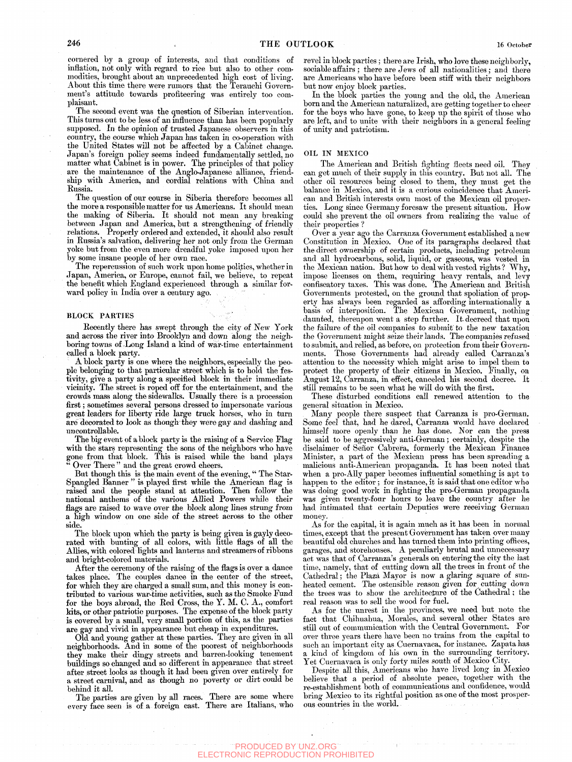cornered by a group of interests, and that conditions of inflation, not only with regard to rice but also to other commodities, brought about an unprecedented high cost of living. About this time there were rumors that the Terauchi Government's attitude towards profiteering was entirely too complaisant.

The second event was the question of Siberian intervention. This turns out to be less of an influence than has been popularly supposed. In the opinion of trusted Japanese observers in this country, the course which Japan has taken in co-operation with the United States will not be affected by a Cabinet change. Japan's foreign policy seems indeed fundamentally settled, no matter what Cabinet is in power. The principles of that policy are the maintenance of the Anglo-Japanese alliance, friendship with America, and cordial relations with China and Russia.

The question of our course in Siberia therefore becomes all the more a responsible matter for us Americans. It should mean the making of Siberia. It should not mean any breaking between Japan and America, but a strengthening of friendly relations. Properly ordered and extended, it should also result in Russia's salvation, delivering her not only from the German yoke but from the even more dreadful yoke imposed upon her by some insane people of her own race.

The repercussion of such work upon home politics, whether in Japan, America, or Europe, cannot fail, we believe, to repeat the benefit which England experienced through a similar forward policy in India over a century ago.

## BLOCK PARTIES

Recently there has swept through the city of New York and across the river into Brooklyn and down along the neighboring towns of Long Island a kind of war-time entertainment called a block party.

A block party is one where the neighbors, especially the people belonging to that particular street which is to hold the festivity, give a party along a specified block in their immediate vicinity. The street is roped off for the entertainment, and the crowds mass along the sidewalks. Usually there is a procession first; sometimes several persons dressed to impersonate various great leaders for liberty ride large truck horses, who in turn are decorated to look as though they were gay and dashing and uncontrollable.

The big event of a block party is the raising of a Service Flag with the stars representing the sons of the neighbors who have gone from that block. This is raised while the band plays "Over There" and the great crowd cheers.

But though this is the main event of the evening, "The Star-Spangled Banner" is played first while the American flag is raised and the people stand at attention. Then follow the national anthems of the various Allied Powers while their flags are raised to wave over the block along lines strung from a high window on one side of the street across to the other side.

The block upon which the party is being given is gayly decorated with bunting of all colors, with little flags of all the Allies, with colored lights and lanterns and streamers of ribbons and bright-colored materials.

After the ceremony of the raising of the flags is over a dance takes place. The couples dance in the center of the street, for which they are charged a small sum, and this money is contributed to various war-time activities, such as the Smoke Fund for the boys abroad, the Red Cross, the Y. M. C. A., comfort kits, or other patriotic purposes. The expense of the block party is covered by a small, very small portion of this, as the parties are gay and vivid in appearance but cheap in expenditures.

Old and young gather at these parties. They are given in all neighborhoods. And in some of the poorest of neighborhoods they make their dingy streets and barren-looking tenement buildings so changed and so different in appearance that street after street looks as though it had been given over entirely for a street carnival, and as though no poverty or dirt could be behind it all.

The parties are given by all races. There are some where every face seen is of a foreign cast. There are Italians, who revel in block parties; there are Irish, who love these neighborly, sociable affairs; there are Jews of all nationalities; and there are Americans who have before been stiff with their neighbors but now enjoy block parties.

In the block parties the young and the old, the American born and the American naturalized, are getting together to cheer for the boys who have gone, to keep up the spirit of those who are left, and to unite with their neighbors in a general feeling of unity and patriotism.

## OIL IN MEXICO

The American and British fighting fleets need oil. They can get much of their supply in this country. But not all. The other oil resources being closed to them, they must get the balance in Mexico, and it is a curious coincidence that American and British interests own most of the Mexican oil properties. Long since Germany foresaw the present situation. How could she prevent the oil owners from realizing the value of their properties?

Over a year ago the Carranza Government established a new Constitution in Mexico. One of its paragraphs declared that the direct ownership of certain products, including petroleum and all hydrocarbons, solid, liquid, or gaseous, was vested in the Mexican nation. But how to deal with vested rights? Why, impose licenses on them, requiring heavy rentals, and levy confiscatory taxes. This was done. The American and British Governments protested, on the ground that spoliation of property has always been regarded as affording internationally a basis of interposition. The Mexican Government, nothing daunted, thereupon went a step further. It decreed that upon the failure of the oil companies to submit to the new taxation the Government might seize their lands. The companies refused to submit, and relied, as before, on protection from their Governments. Those Governments had already called Carranza's attention to the necessity which might arise to impel them to protect the property of their citizens in Mexico. Finally, on August 12, Carranza, in effect, canceled his second decree. It still remains to be seen what he will do with the first.

These disturbed conditions call renewed attention to the general situation in Mexico.

Many people there suspect that Carranza is pro-German. Some feel that, had he dared, Carranza would have declared himself more openly than he has done. Nor can the press be said to be aggressively anti-German; certainly, despite the disclaimer of Señor Cabrera, formerly the Mexican Finance Minister, a part of the Mexican press has been spreading a malicious anti-American propaganda. It has been noted that when a pro-Ally paper becomes influential something is apt to happen to the editor; for instance, it is said that one editor who was doing good work in fighting the pro-German propaganda was given twenty-four hours to leave the country after he had intimated that certain Deputies were receiving German money.

As for the capital, it is again much as it has been in normal times, except that the present Government has taken over many beautiful old churches and has turned them into printing offices, garages, and storehouses. A peculiarly brutal and unnecessary act was that of Carranza's generals on entering the city the last time, namely, that of cutting down all the trees in front of the Cathedral; the Plaza Mayor is now a glaring square of sun-heated cement. The ostensible reason given for cutting down the trees was to show the architecture of the Cathedral; the real reason was to sell the wood for fuel.

As for the unrest in the provinces, we need but note the fact that Chihuahua, Morales, and several other States are still out of communication with the Central Government. For over three years there have been no trains from the capital to such an important city as Cuernavaca, for instance. Zapata has a kind of kingdom of his own in the surrounding territory. Yet Cuernavaca is only forty miles south of Mexico City.

Despite all this, Americans who have lived long in Mexico believe that a period of absolute peace, together with the re-establishment both of communications and confidence, would bring Mexico to its rightful position as one of the most prosperous countries in the world.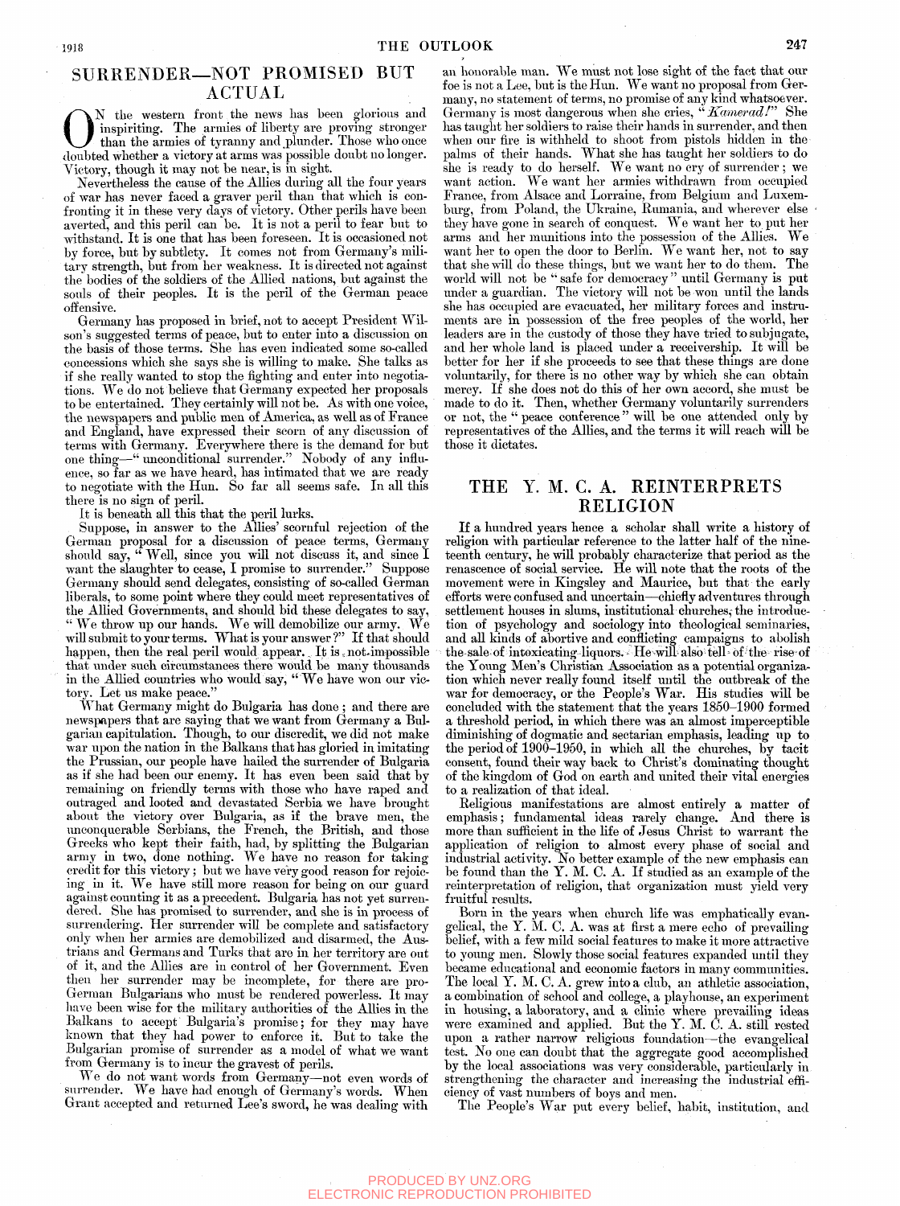## SURRENDER—NOT PROMISED BUT ACTUAL

On the western front the news has been glorious and inspiriting. The armies of liberty are proving stronger than the armies of tyranny and plunder. Those who once doubted whether a victory at arms was possible doubt no longer. Victory, though it may not be near, is in sight.

Nevertheless the cause of the Allies during all the four years of war has never faced a graver peril than that which is confronting it in these very days of victory. Other perils have been averted, and this peril can be. It is not a peril to fear but to withstand. It is one that has been foreseen. It is occasioned not by force, but by subtlety. It comes not from Germany's military strength, but from her weakness. It is directed not against the bodies of the soldiers of the Allied nations, but against the souls of their peoples. It is the peril of the German peace offensive.

Germany has proposed in brief, not to accept President Wilson's suggested terms of peace, but to enter into a discussion on the basis of those terms. She has even indicated some so-called concessions which she says she is willing to make. She talks as if she really wanted to stop the fighting and enter into negotiations. We do not believe that Germany expected her proposals to be entertained. They certainly will not be. As with one voice, the newspapers and public men of America, as well as of France and England, have expressed their scorn of any discussion of terms with Germany. Everywhere there is the demand for but one thing—"unconditional surrender." Nobody of any influence, so far as we have heard, has intimated that we are ready to negotiate with the Hun. So far all seems safe. In all this there is no sign of peril.

It is beneath all this that the peril lurks.

Suppose, in answer to the Allies' scornful rejection of the German proposal for a discussion of peace terms, Germany should say, "Well, since you will not discuss it, and since I want the slaughter to cease, I promise to surrender." Suppose Germany should send delegates, consisting of so-called German liberals, to some point where they could meet representatives of the Allied Governments, and should bid these delegates to say, "We throw up our hands. We will demobilize our army. We will submit to your terms. What is your answer?" If that should happen, then the real peril would appear. It is not impossible that under such circumstances there would be many thousands in the Allied countries who would say, "We have won our victory. Let us make peace."

What Germany might do Bulgaria has done; and there are newspapers that are saying that we want from Germany a Bulgarian capitulation. Though, to our discredit, we did not make war upon the nation in the Balkans that has gloried in imitating the Prussian, our people have hailed the surrender of Bulgaria as if she had been our enemy. It has even been said that by remaining on friendly terms with those who have raped and outraged and looted and devastated Serbia we have brought about the victory over Bulgaria, as if the brave men, the unconquerable Serbians, the French, the British, and those Greeks who kept their faith, had, by splitting the Bulgarian army in two, done nothing. We have no reason for taking credit for this victory; but we have very good reason for rejoicing in it. We have still more reason for being on our guard against counting it as a precedent. Bulgaria has not yet surrendered. She has promised to surrender, and she is in process of surrendering. Her surrender will be complete and satisfactory only when her armies are demobilized and disarmed, the Austrians and Germans and Turks that are in her territory are out of it, and the Allies are in control of her Government. Even then her surrender may be incomplete, for there are pro-German Bulgarians who must be rendered powerless. It may have been wise for the military authorities of the Allies in the Balkans to accept Bulgaria's promise; for they may have known that they had power to enforce it. But to take the Bulgarian promise of surrender as a model of what we want from Germany is to incur the gravest of perils.

We do not want words from Germany—not even words of surrender. We have had enough of Germany's words. When Grant accepted and returned Lee's sword, he was dealing with an honorable man. We must not lose sight of the fact that our foe is not a Lee, but is the Hun. We want no proposal from Germany, no statement of terms, no promise of any kind whatsoever. Germany is most dangerous when she cries, "*Kamerad!*" She has taught her soldiers to raise their hands in surrender, and then when our fire is withheld to shoot from pistols hidden in the palms of their hands. What she has taught her soldiers to do she is ready to do herself. We want no cry of surrender; we want action. We want her armies withdrawn from occupied France, from Alsace and Lorraine, from Belgium and Luxemburg, from Poland, the Ukraine, Rumania, and wherever else they have gone in search of conquest. We want her to put her arms and her munitions into the possession of the Allies. We want her to open the door to Berlin. We want her, not to say that she will do these things, but we want her to do them. The world will not be "safe for democracy" until Germany is put under a guardian. The victory will not be won until the lands she has occupied are evacuated, her military forces and instruments are in possession of the free peoples of the world, her leaders are in the custody of those they have tried to subjugate, and her whole land is placed under a receivership. It will be better for her if she proceeds to see that these things are done voluntarily, for there is no other way by which she can obtain mercy. If she does not do this of her own accord, she must be made to do it. Then, whether Germany voluntarily surrenders or not, the "peace conference" will be one attended only by representatives of the Allies, and the terms it will reach will be those it dictates.

## THE Y. M. C. A. REINTERPRETS RELIGION

If a hundred years hence a scholar shall write a history of religion with particular reference to the latter half of the nineteenth century, he will probably characterize that period as the renascence of social service. He will note that the roots of the movement were in Kingsley and Maurice, but that the early efforts were confused and uncertain—chiefly adventures through settlement houses in slums, institutional churches, the introduction of psychology and sociology into theological seminaries, and all kinds of abortive and conflicting campaigns to abolish the sale of intoxicating liquors. He will also tell of the rise of the Young Men's Christian Association as a potential organization which never really found itself until the outbreak of the war for democracy, or the People's War. His studies will be concluded with the statement that the years 1850–1900 formed a threshold period, in which there was an almost imperceptible diminishing of dogmatic and sectarian emphasis, leading up to the period of 1900–1950, in which all the churches, by tacit consent, found their way back to Christ's dominating thought of the kingdom of God on earth and united their vital energies to a realization of that ideal.

Religious manifestations are almost entirely a matter of emphasis; fundamental ideas rarely change. And there is more than sufficient in the life of Jesus Christ to warrant the application of religion to almost every phase of social and industrial activity. No better example of the new emphasis can be found than the Y. M. C. A. If studied as an example of the reinterpretation of religion, that organization must yield very fruitful results.

Born in the years when church life was emphatically evangelical, the Y. M. C. A. was at first a mere echo of prevailing belief, with a few mild social features to make it more attractive to young men. Slowly those social features expanded until they became educational and economic factors in many communities. The local Y. M. C. A. grew into a club, an athletic association, a combination of school and college, a playhouse, an experiment in housing, a laboratory, and a clinic where prevailing ideas were examined and applied. But the Y. M. C. A. still rested upon a rather narrow religious foundation—the evangelical test. No one can doubt that the aggregate good accomplished by the local associations was very considerable, particularly in strengthening the character and increasing the industrial efficiency of vast numbers of boys and men.

The People's War put every belief, habit, institution, and